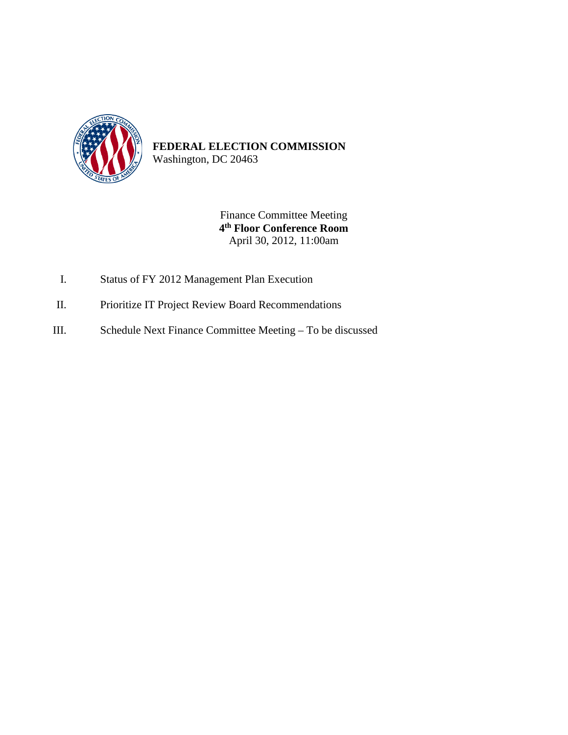**FEDERAL ELECTION COMMISSION**
Washington, DC 20463

Finance Committee Meeting
**4th Floor Conference Room**
April 30, 2012, 11:00am

I. Status of FY 2012 Management Plan Execution

II. Prioritize IT Project Review Board Recommendations

III. Schedule Next Finance Committee Meeting – To be discussed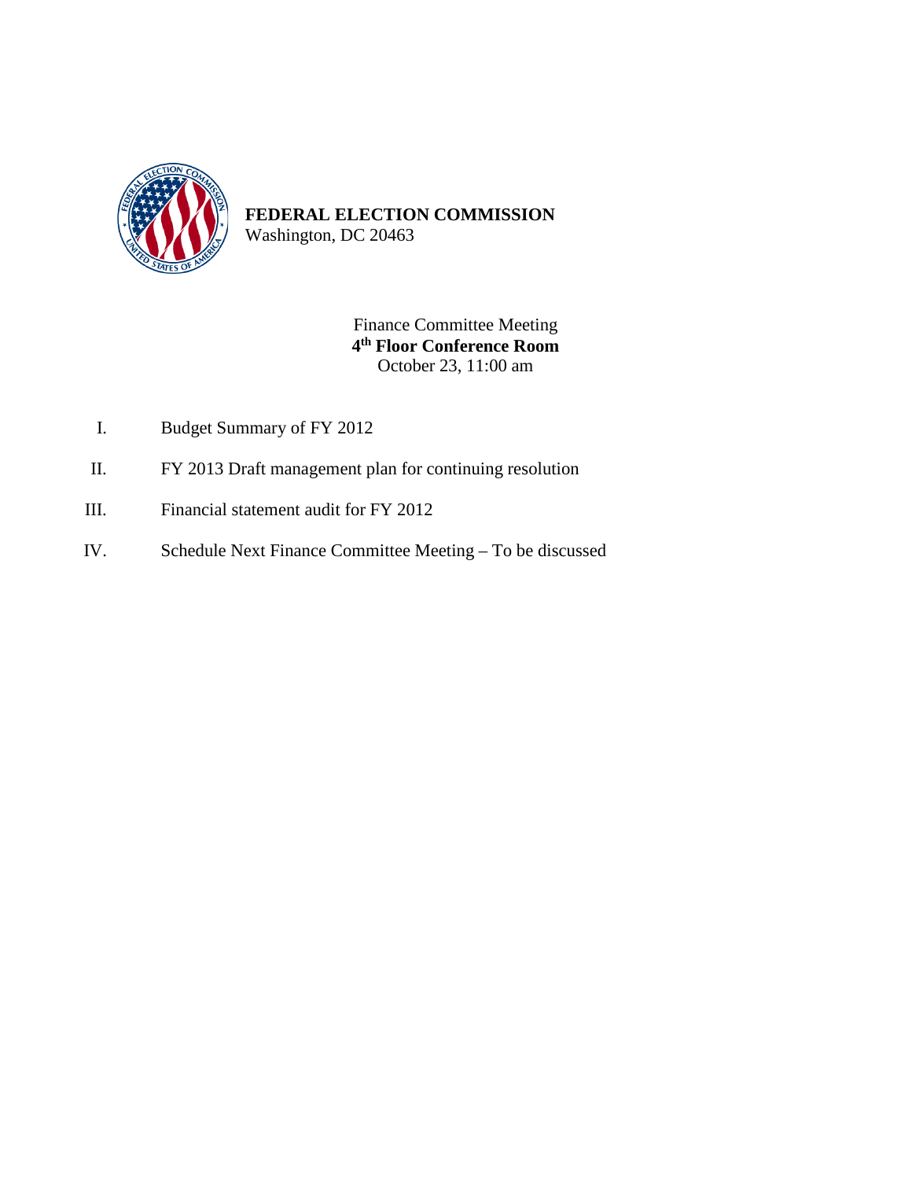**FEDERAL ELECTION COMMISSION**
Washington, DC 20463

Finance Committee Meeting
**4th Floor Conference Room**
October 23, 11:00 am

I. Budget Summary of FY 2012

II. FY 2013 Draft management plan for continuing resolution

III. Financial statement audit for FY 2012

IV. Schedule Next Finance Committee Meeting – To be discussed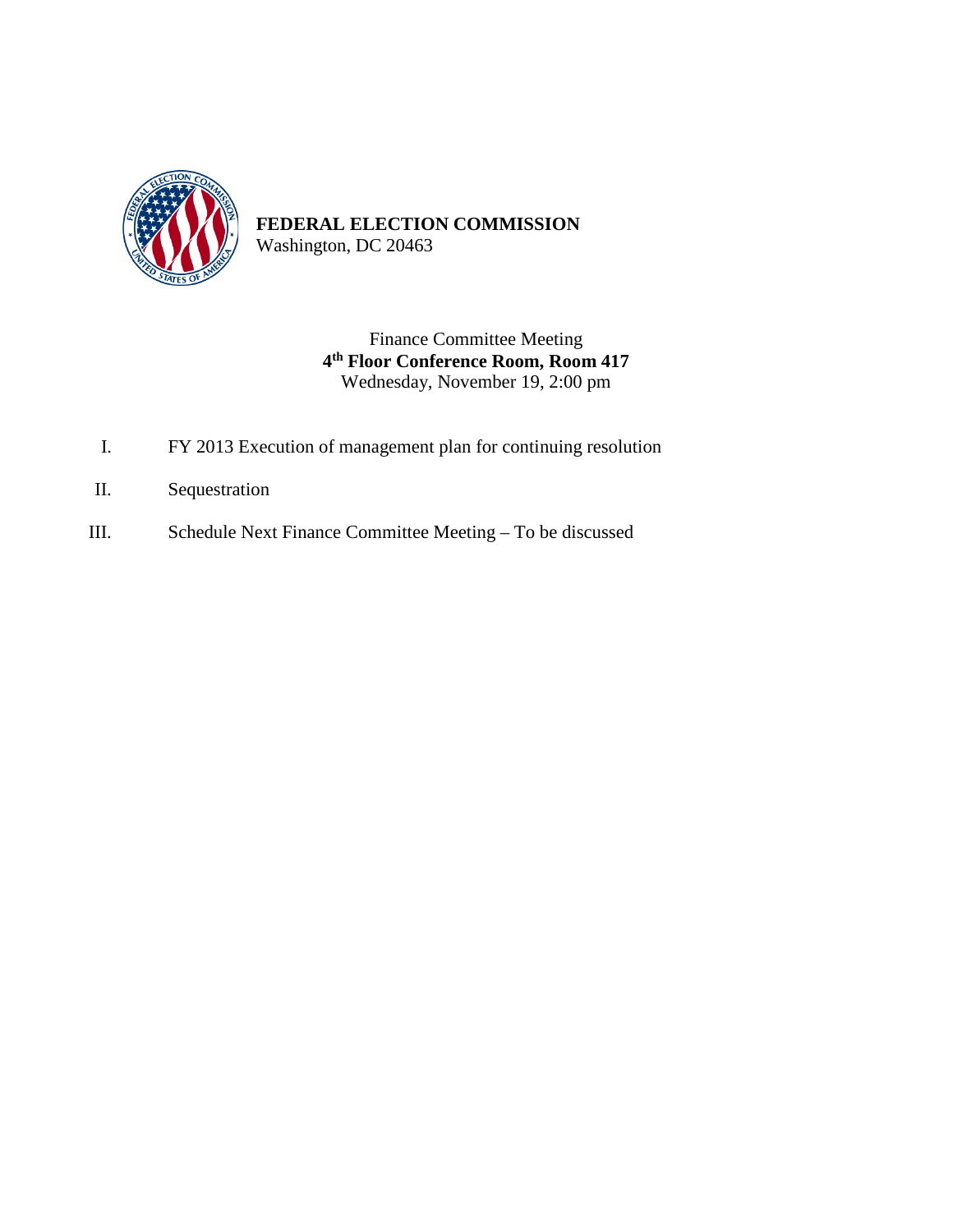**FEDERAL ELECTION COMMISSION**
Washington, DC 20463

Finance Committee Meeting
**4th Floor Conference Room, Room 417**
Wednesday, November 19, 2:00 pm

I. FY 2013 Execution of management plan for continuing resolution

II. Sequestration

III. Schedule Next Finance Committee Meeting – To be discussed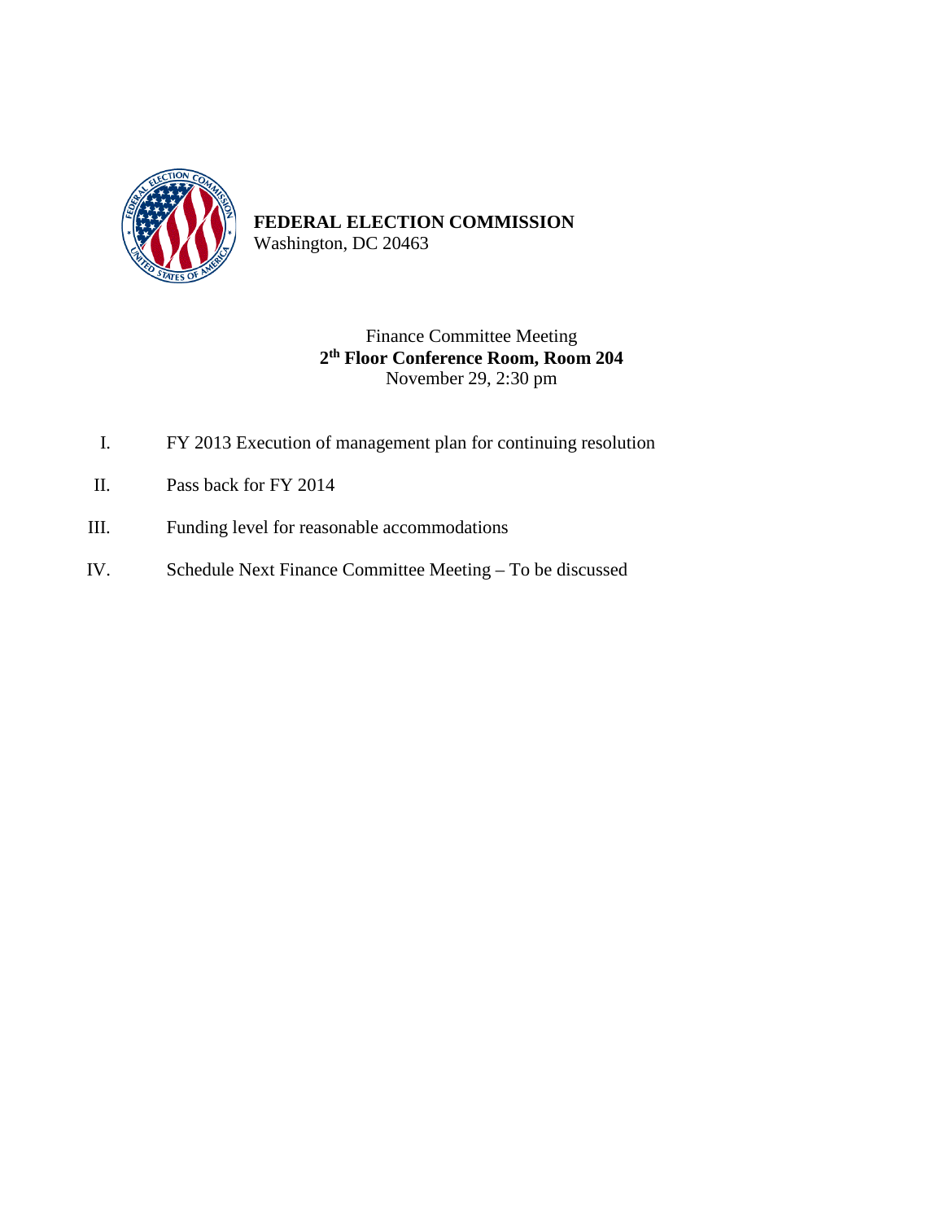**FEDERAL ELECTION COMMISSION**
Washington, DC 20463

Finance Committee Meeting
**2th Floor Conference Room, Room 204**
November 29, 2:30 pm

I. FY 2013 Execution of management plan for continuing resolution

II. Pass back for FY 2014

III. Funding level for reasonable accommodations

IV. Schedule Next Finance Committee Meeting – To be discussed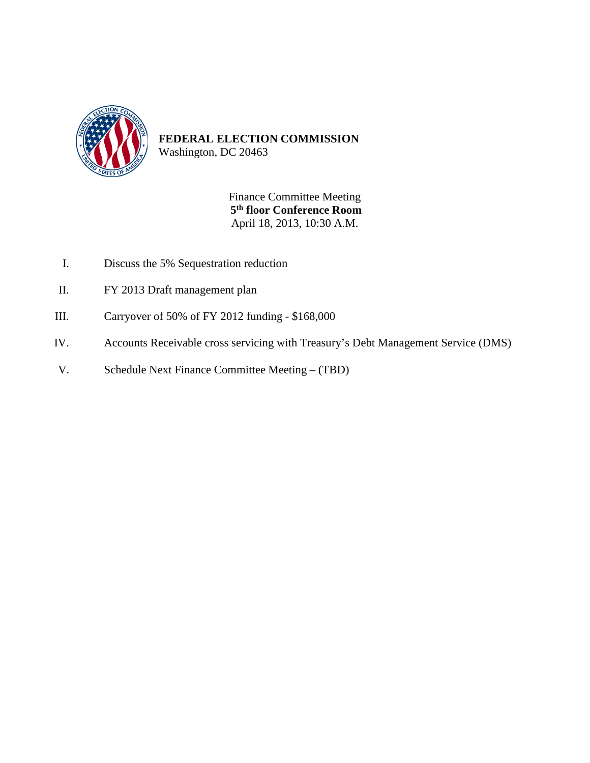**FEDERAL ELECTION COMMISSION**
Washington, DC 20463

Finance Committee Meeting
**5th floor Conference Room**
April 18, 2013, 10:30 A.M.

I. Discuss the 5% Sequestration reduction

II. FY 2013 Draft management plan

III. Carryover of 50% of FY 2012 funding - $168,000

IV. Accounts Receivable cross servicing with Treasury's Debt Management Service (DMS)

V. Schedule Next Finance Committee Meeting – (TBD)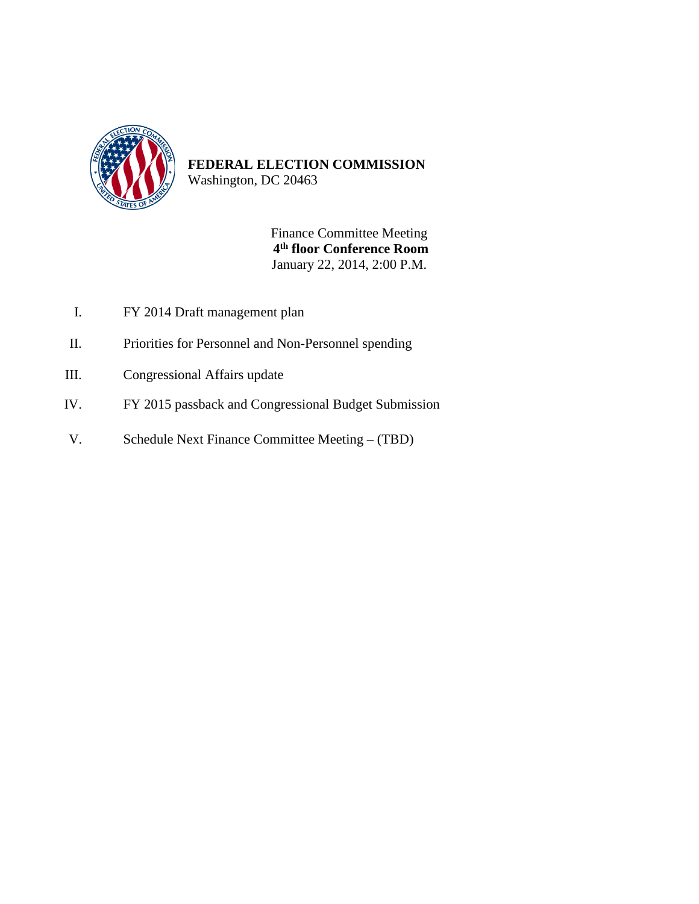**FEDERAL ELECTION COMMISSION**
Washington, DC 20463

Finance Committee Meeting
**4th floor Conference Room**
January 22, 2014, 2:00 P.M.

I. FY 2014 Draft management plan

II. Priorities for Personnel and Non-Personnel spending

III. Congressional Affairs update

IV. FY 2015 passback and Congressional Budget Submission

V. Schedule Next Finance Committee Meeting – (TBD)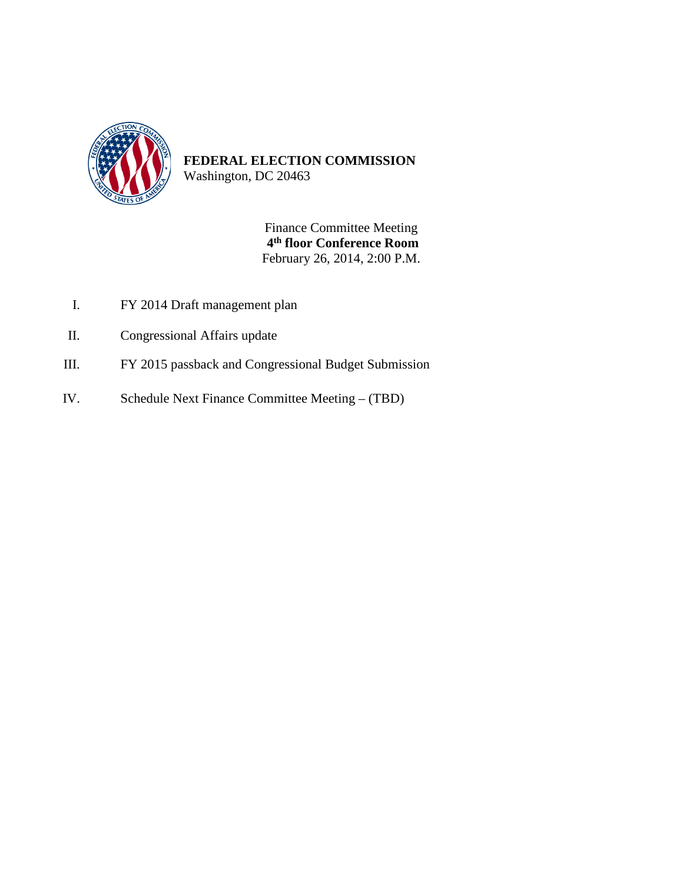**FEDERAL ELECTION COMMISSION**
Washington, DC 20463

Finance Committee Meeting
**4th floor Conference Room**
February 26, 2014, 2:00 P.M.

I. FY 2014 Draft management plan

II. Congressional Affairs update

III. FY 2015 passback and Congressional Budget Submission

IV. Schedule Next Finance Committee Meeting – (TBD)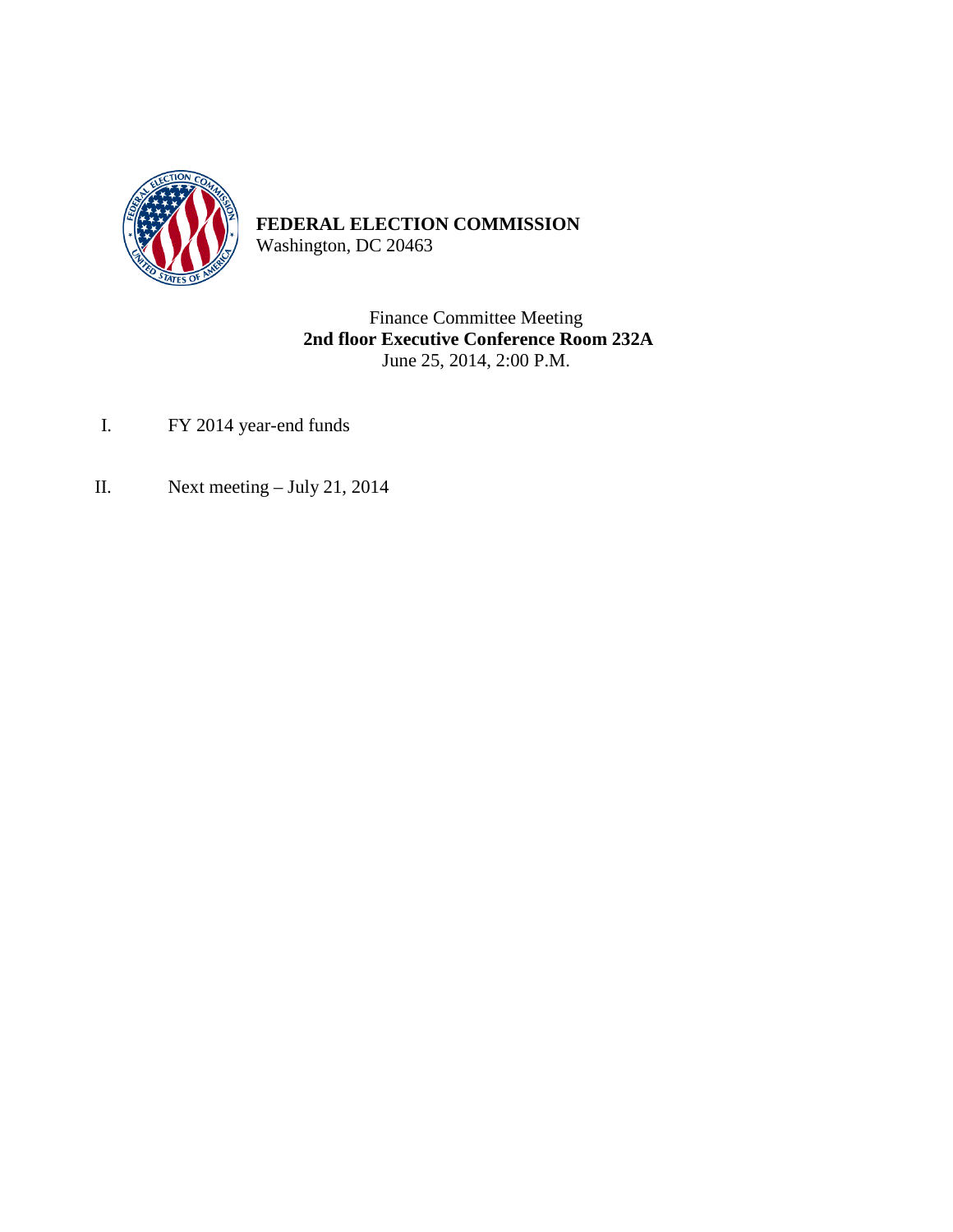**FEDERAL ELECTION COMMISSION**
Washington, DC 20463

Finance Committee Meeting
**2nd floor Executive Conference Room 232A**
June 25, 2014, 2:00 P.M.

I. FY 2014 year-end funds

II. Next meeting – July 21, 2014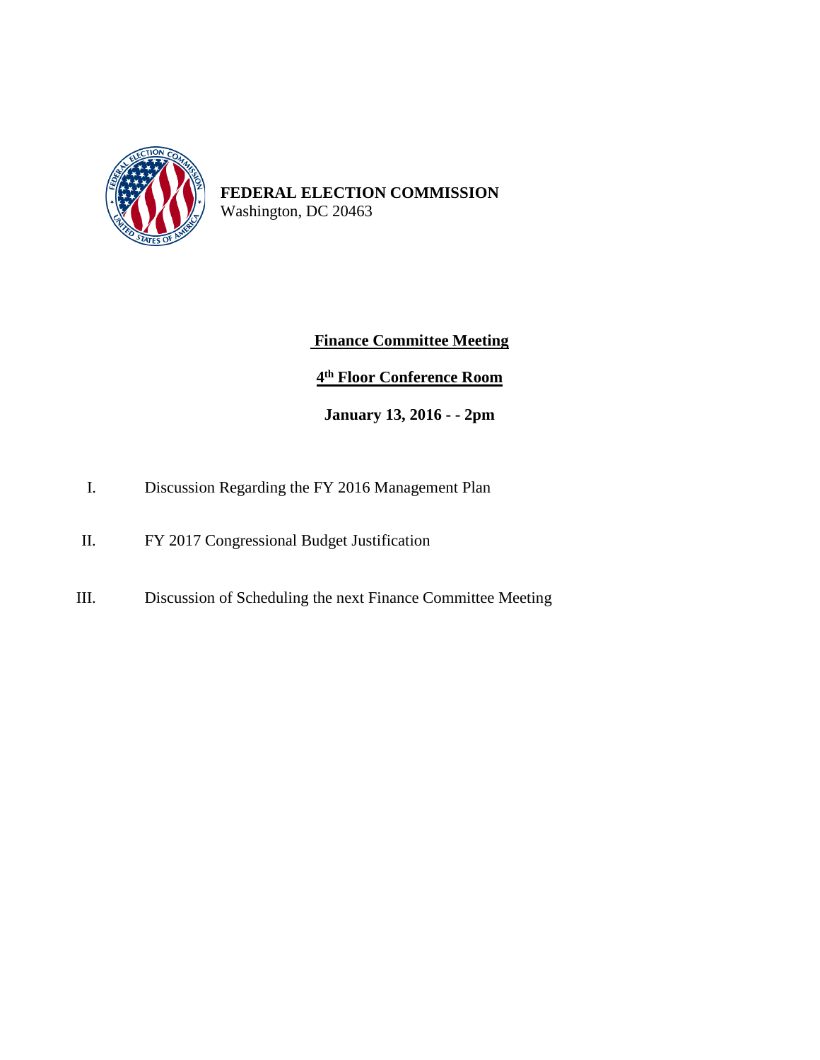**FEDERAL ELECTION COMMISSION**
Washington, DC 20463

## Finance Committee Meeting

**4th Floor Conference Room**

**January 13, 2016 - - 2pm**

I. Discussion Regarding the FY 2016 Management Plan

II. FY 2017 Congressional Budget Justification

III. Discussion of Scheduling the next Finance Committee Meeting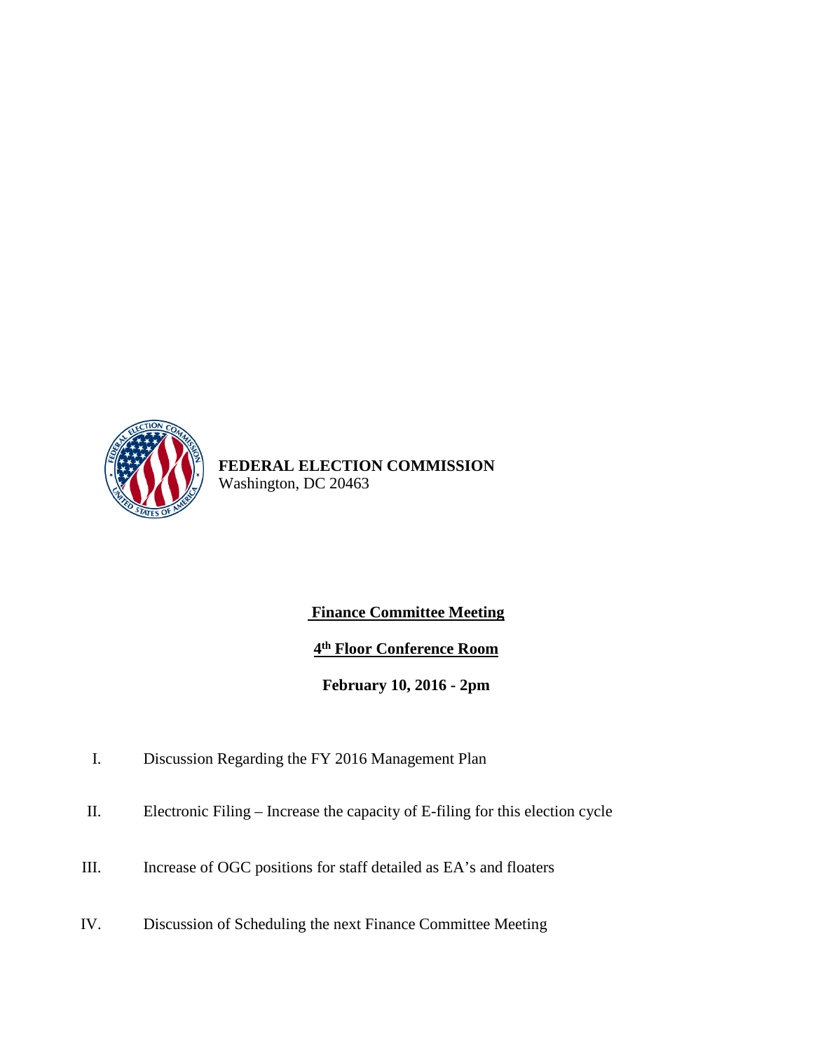**FEDERAL ELECTION COMMISSION**
Washington, DC 20463

**Finance Committee Meeting**

**4th Floor Conference Room**

**February 10, 2016 - 2pm**

I. Discussion Regarding the FY 2016 Management Plan

II. Electronic Filing – Increase the capacity of E-filing for this election cycle

III. Increase of OGC positions for staff detailed as EA's and floaters

IV. Discussion of Scheduling the next Finance Committee Meeting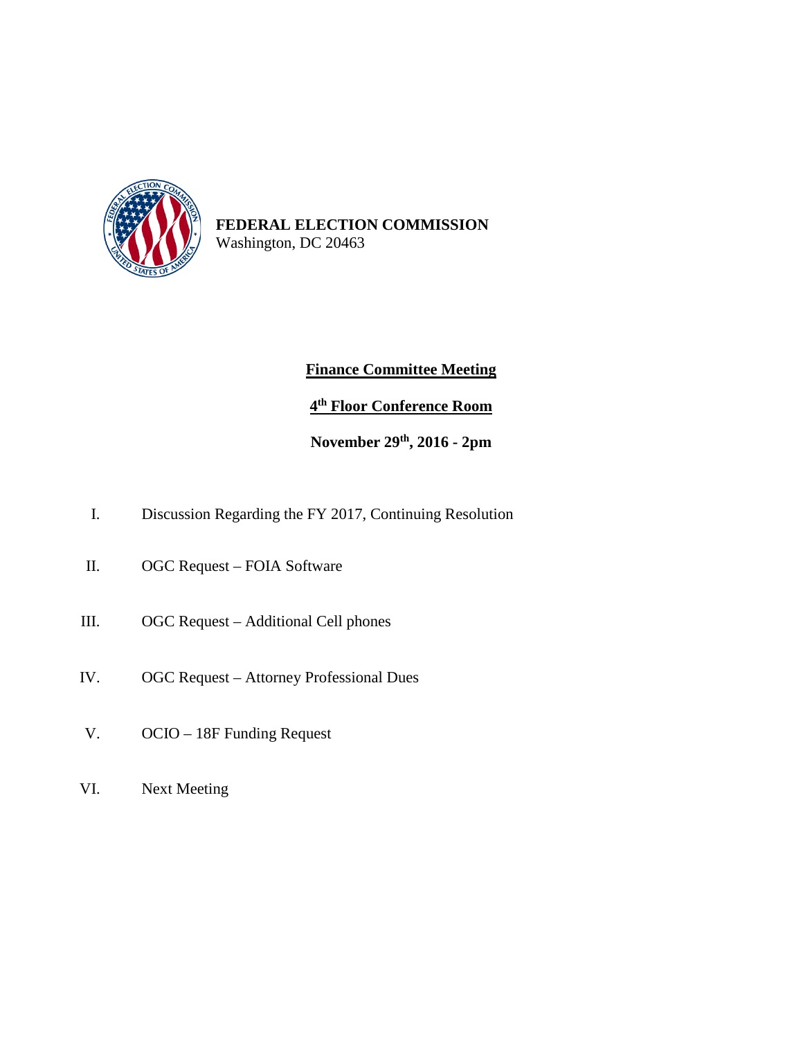**FEDERAL ELECTION COMMISSION**
Washington, DC 20463

**Finance Committee Meeting**

**4th Floor Conference Room**

**November 29th, 2016 - 2pm**

I. Discussion Regarding the FY 2017, Continuing Resolution

II. OGC Request – FOIA Software

III. OGC Request – Additional Cell phones

IV. OGC Request – Attorney Professional Dues

V. OCIO – 18F Funding Request

VI. Next Meeting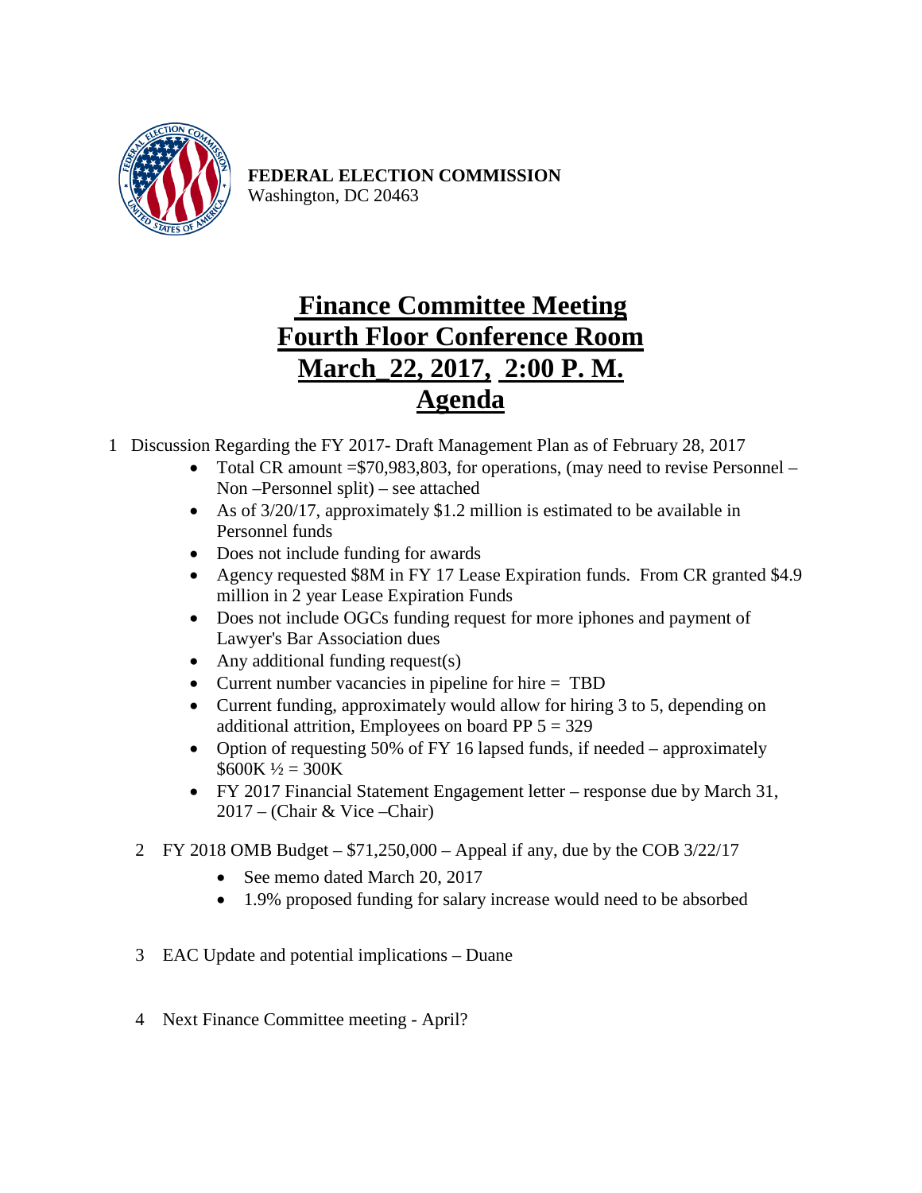**FEDERAL ELECTION COMMISSION**
Washington, DC 20463

# Finance Committee Meeting
# Fourth Floor Conference Room
# March_22, 2017, 2:00 P. M.
# Agenda

1 Discussion Regarding the FY 2017- Draft Management Plan as of February 28, 2017

- Total CR amount =$70,983,803, for operations, (may need to revise Personnel – Non –Personnel split) – see attached
- As of 3/20/17, approximately $1.2 million is estimated to be available in Personnel funds
- Does not include funding for awards
- Agency requested $8M in FY 17 Lease Expiration funds. From CR granted $4.9 million in 2 year Lease Expiration Funds
- Does not include OGCs funding request for more iphones and payment of Lawyer's Bar Association dues
- Any additional funding request(s)
- Current number vacancies in pipeline for hire = TBD
- Current funding, approximately would allow for hiring 3 to 5, depending on additional attrition, Employees on board PP 5 = 329
- Option of requesting 50% of FY 16 lapsed funds, if needed – approximately $600K ½ = 300K
- FY 2017 Financial Statement Engagement letter – response due by March 31, 2017 – (Chair & Vice –Chair)

2 FY 2018 OMB Budget – $71,250,000 – Appeal if any, due by the COB 3/22/17

- See memo dated March 20, 2017
- 1.9% proposed funding for salary increase would need to be absorbed

3 EAC Update and potential implications – Duane

4 Next Finance Committee meeting - April?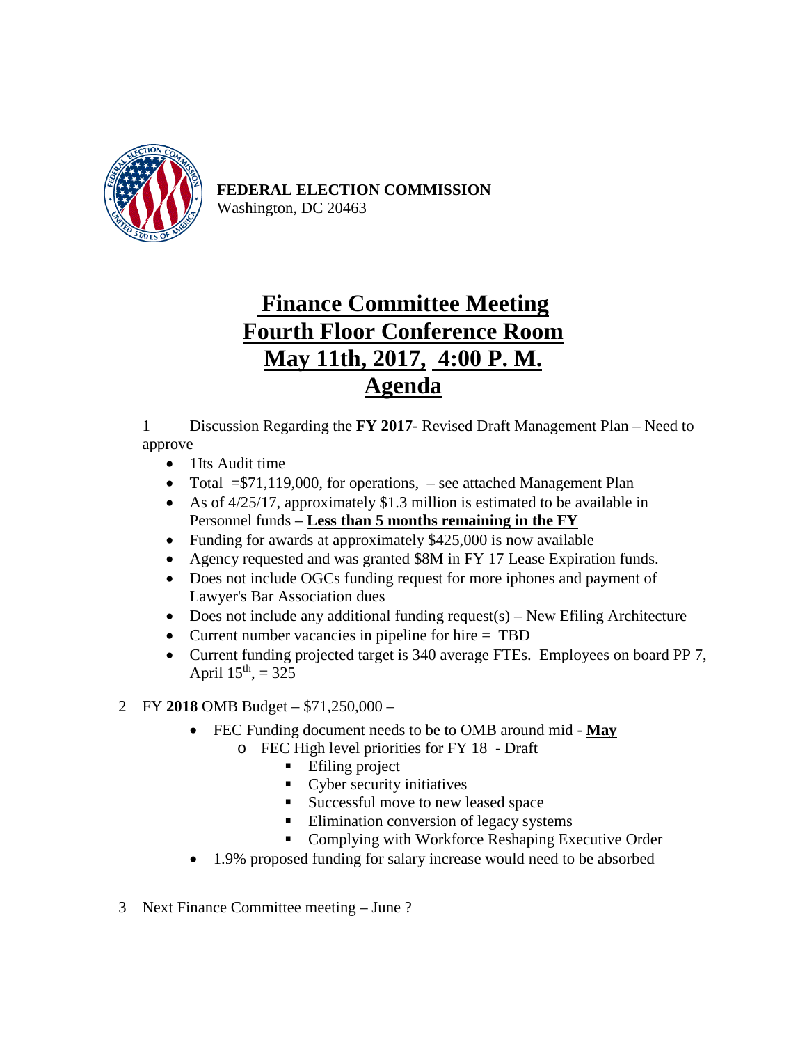**FEDERAL ELECTION COMMISSION**
Washington, DC 20463

# Finance Committee Meeting
# Fourth Floor Conference Room
# May 11th, 2017, 4:00 P. M.
# Agenda

1 Discussion Regarding the **FY 2017**- Revised Draft Management Plan – Need to approve

- 1Its Audit time
- Total =$71,119,000, for operations, – see attached Management Plan
- As of 4/25/17, approximately $1.3 million is estimated to be available in Personnel funds – **Less than 5 months remaining in the FY**
- Funding for awards at approximately $425,000 is now available
- Agency requested and was granted $8M in FY 17 Lease Expiration funds.
- Does not include OGCs funding request for more iphones and payment of Lawyer's Bar Association dues
- Does not include any additional funding request(s) – New Efiling Architecture
- Current number vacancies in pipeline for hire = TBD
- Current funding projected target is 340 average FTEs. Employees on board PP 7, April 15th, = 325

2 FY **2018** OMB Budget – $71,250,000 –

- FEC Funding document needs to be to OMB around mid - **May**
  - FEC High level priorities for FY 18 - Draft
    - Efiling project
    - Cyber security initiatives
    - Successful move to new leased space
    - Elimination conversion of legacy systems
    - Complying with Workforce Reshaping Executive Order
- 1.9% proposed funding for salary increase would need to be absorbed

3 Next Finance Committee meeting – June ?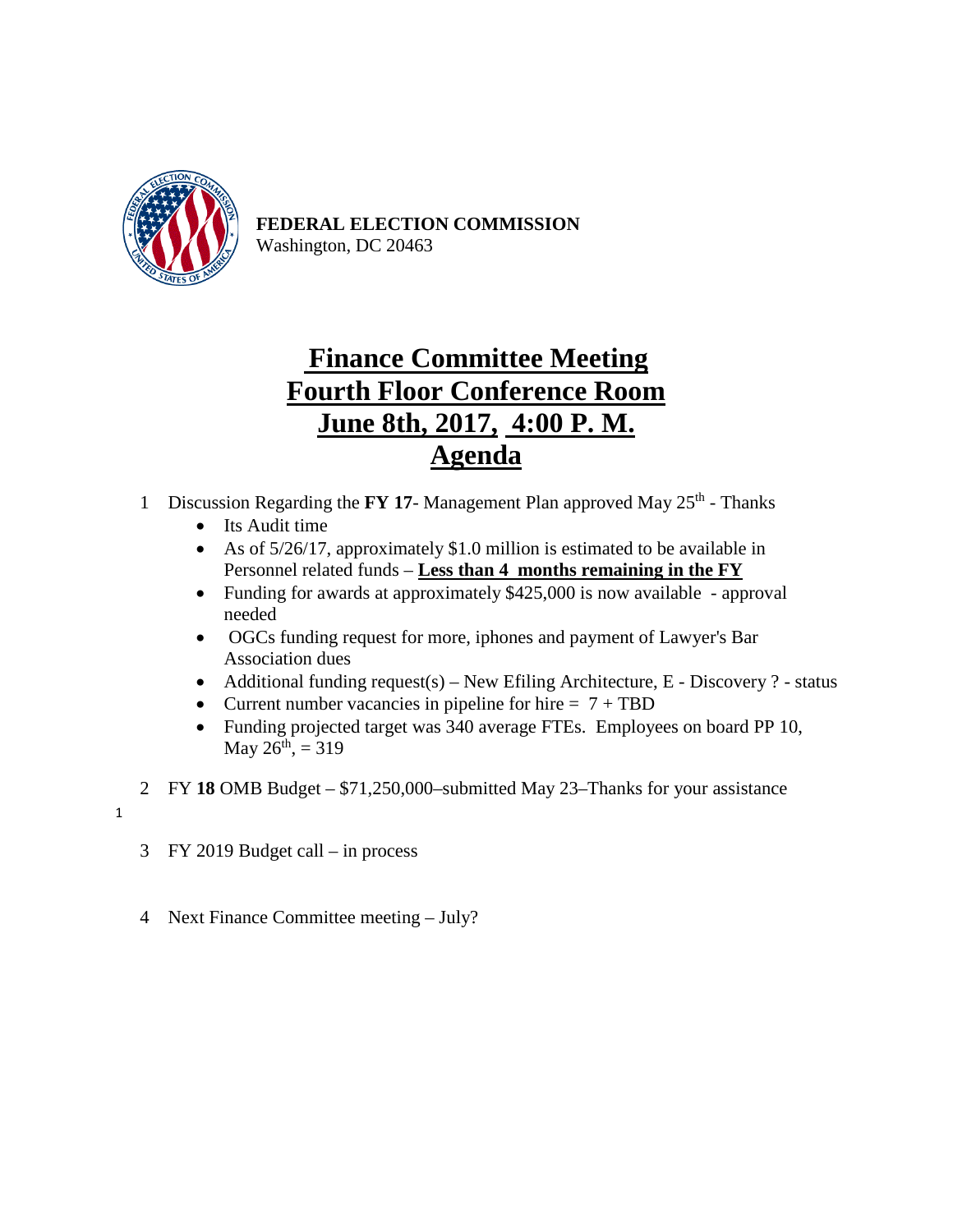**FEDERAL ELECTION COMMISSION**
Washington, DC 20463

# Finance Committee Meeting
# Fourth Floor Conference Room
# June 8th, 2017, 4:00 P. M.
# Agenda

1 Discussion Regarding the **FY 17**- Management Plan approved May 25th - Thanks
   - Its Audit time
   - As of 5/26/17, approximately $1.0 million is estimated to be available in Personnel related funds – **Less than 4 months remaining in the FY**
   - Funding for awards at approximately $425,000 is now available - approval needed
   - OGCs funding request for more, iphones and payment of Lawyer's Bar Association dues
   - Additional funding request(s) – New Efiling Architecture, E - Discovery ? - status
   - Current number vacancies in pipeline for hire = 7 + TBD
   - Funding projected target was 340 average FTEs. Employees on board PP 10, May 26th, = 319

2 FY **18** OMB Budget – $71,250,000–submitted May 23–Thanks for your assistance

3 FY 2019 Budget call – in process

4 Next Finance Committee meeting – July?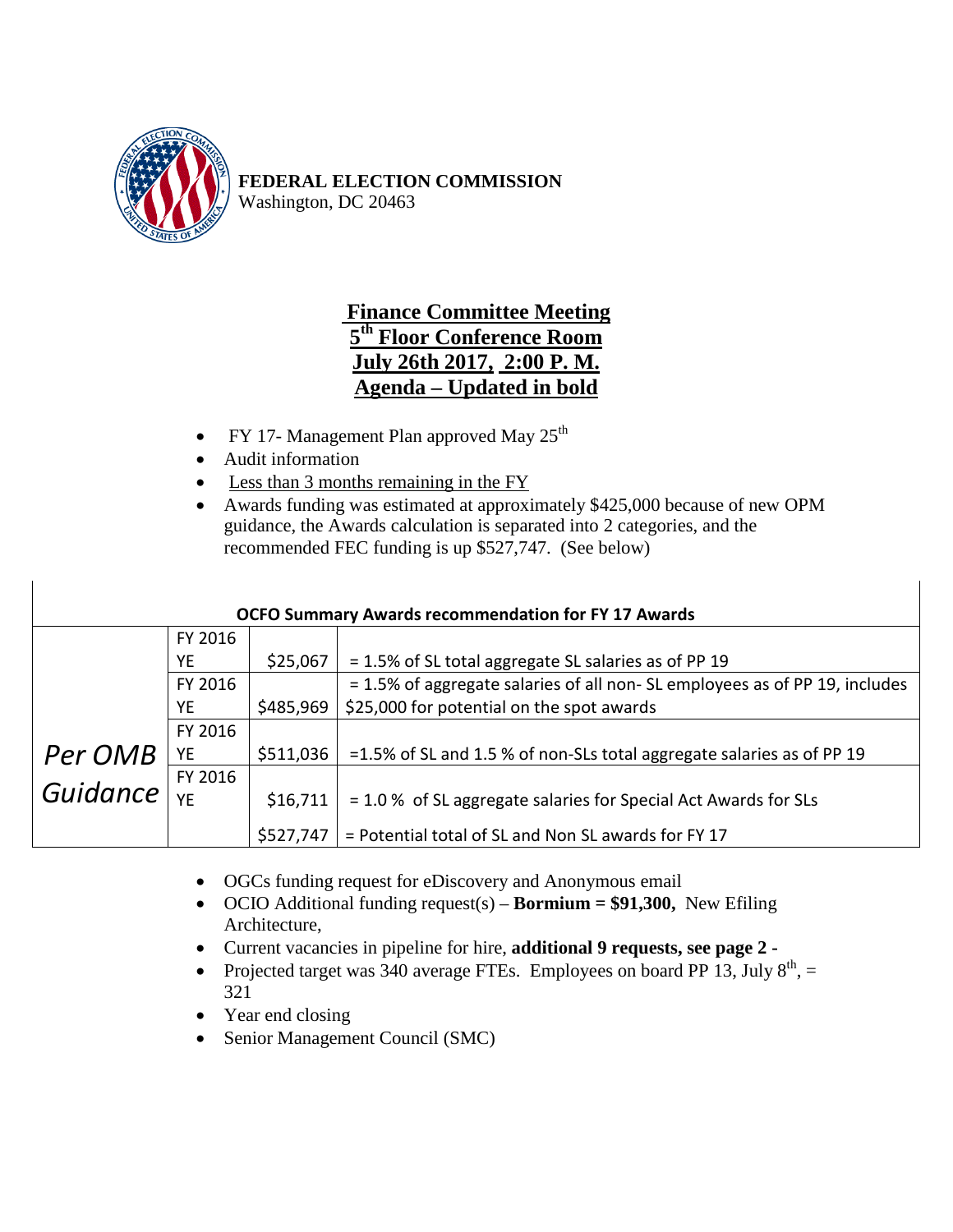**FEDERAL ELECTION COMMISSION**
Washington, DC 20463

## Finance Committee Meeting
## 5th Floor Conference Room
## July 26th 2017, 2:00 P. M.
## Agenda – Updated in bold

- FY 17- Management Plan approved May 25th
- Audit information
- Less than 3 months remaining in the FY
- Awards funding was estimated at approximately $425,000 because of new OPM guidance, the Awards calculation is separated into 2 categories, and the recommended FEC funding is up $527,747. (See below)

| OCFO Summary Awards recommendation for FY 17 Awards | | | |
|---|---|---|---|
| *Per OMB Guidance* | FY 2016 YE | $25,067 | = 1.5% of SL total aggregate SL salaries as of PP 19 |
| | FY 2016 YE | $485,969 | = 1.5% of aggregate salaries of all non- SL employees as of PP 19, includes $25,000 for potential on the spot awards |
| | FY 2016 YE | $511,036 | =1.5% of SL and 1.5 % of non-SLs total aggregate salaries as of PP 19 |
| | FY 2016 YE | $16,711 | = 1.0 % of SL aggregate salaries for Special Act Awards for SLs |
| | | $527,747 | = Potential total of SL and Non SL awards for FY 17 |

- OGCs funding request for eDiscovery and Anonymous email
- OCIO Additional funding request(s) – **Bormium = $91,300,** New Efiling Architecture,
- Current vacancies in pipeline for hire, **additional 9 requests, see page 2 -**
- Projected target was 340 average FTEs. Employees on board PP 13, July 8th, = 321
- Year end closing
- Senior Management Council (SMC)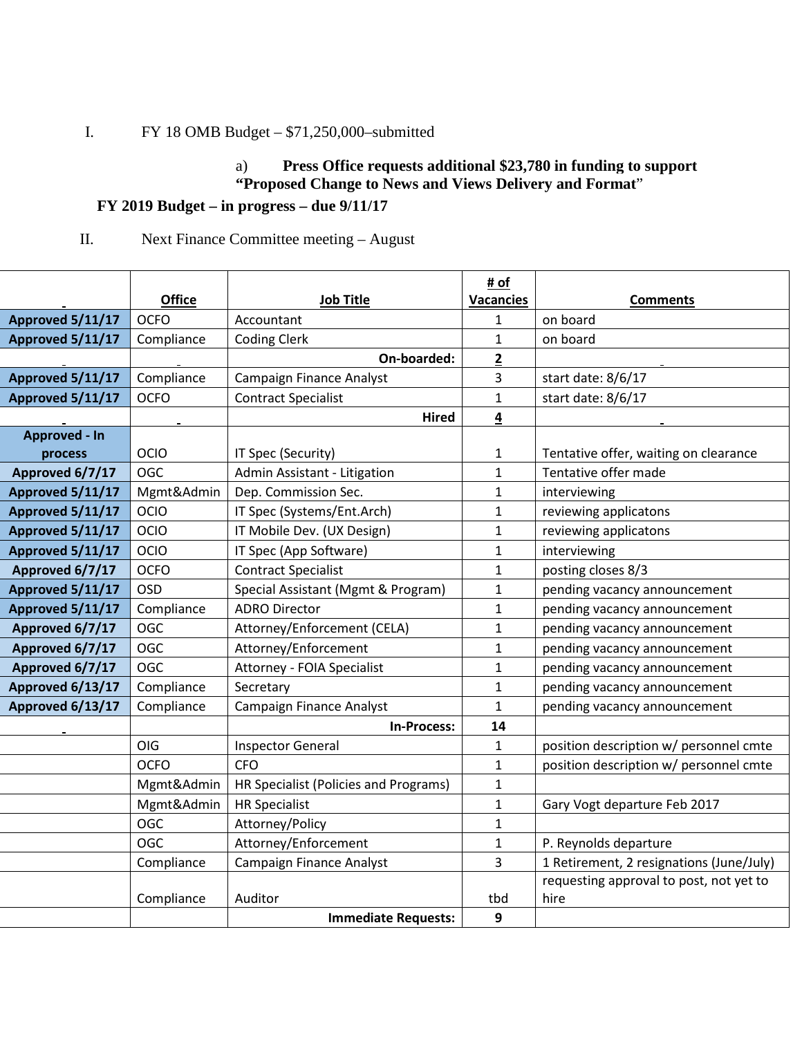I. FY 18 OMB Budget – $71,250,000–submitted

a) **Press Office requests additional $23,780 in funding to support "Proposed Change to News and Views Delivery and Format"**

**FY 2019 Budget – in progress – due 9/11/17**

II. Next Finance Committee meeting – August

| | **Office** | **Job Title** | **# of Vacancies** | **Comments** |
|---|---|---|---|---|
| **Approved 5/11/17** | OCFO | Accountant | 1 | on board |
| **Approved 5/11/17** | Compliance | Coding Clerk | 1 | on board |
| | | **On-boarded:** | **2** | |
| **Approved 5/11/17** | Compliance | Campaign Finance Analyst | 3 | start date: 8/6/17 |
| **Approved 5/11/17** | OCFO | Contract Specialist | 1 | start date: 8/6/17 |
| | | **Hired** | **4** | |
| **Approved - In process** | OCIO | IT Spec (Security) | 1 | Tentative offer, waiting on clearance |
| **Approved 6/7/17** | OGC | Admin Assistant - Litigation | 1 | Tentative offer made |
| **Approved 5/11/17** | Mgmt&Admin | Dep. Commission Sec. | 1 | interviewing |
| **Approved 5/11/17** | OCIO | IT Spec (Systems/Ent.Arch) | 1 | reviewing applicatons |
| **Approved 5/11/17** | OCIO | IT Mobile Dev. (UX Design) | 1 | reviewing applicatons |
| **Approved 5/11/17** | OCIO | IT Spec (App Software) | 1 | interviewing |
| **Approved 6/7/17** | OCFO | Contract Specialist | 1 | posting closes 8/3 |
| **Approved 5/11/17** | OSD | Special Assistant (Mgmt & Program) | 1 | pending vacancy announcement |
| **Approved 5/11/17** | Compliance | ADRO Director | 1 | pending vacancy announcement |
| **Approved 6/7/17** | OGC | Attorney/Enforcement (CELA) | 1 | pending vacancy announcement |
| **Approved 6/7/17** | OGC | Attorney/Enforcement | 1 | pending vacancy announcement |
| **Approved 6/7/17** | OGC | Attorney - FOIA Specialist | 1 | pending vacancy announcement |
| **Approved 6/13/17** | Compliance | Secretary | 1 | pending vacancy announcement |
| **Approved 6/13/17** | Compliance | Campaign Finance Analyst | 1 | pending vacancy announcement |
| | | **In-Process:** | **14** | |
| | OIG | Inspector General | 1 | position description w/ personnel cmte |
| | OCFO | CFO | 1 | position description w/ personnel cmte |
| | Mgmt&Admin | HR Specialist (Policies and Programs) | 1 | |
| | Mgmt&Admin | HR Specialist | 1 | Gary Vogt departure Feb 2017 |
| | OGC | Attorney/Policy | 1 | |
| | OGC | Attorney/Enforcement | 1 | P. Reynolds departure |
| | Compliance | Campaign Finance Analyst | 3 | 1 Retirement, 2 resignations (June/July) |
| | Compliance | Auditor | tbd | requesting approval to post, not yet to hire |
| | | **Immediate Requests:** | **9** | |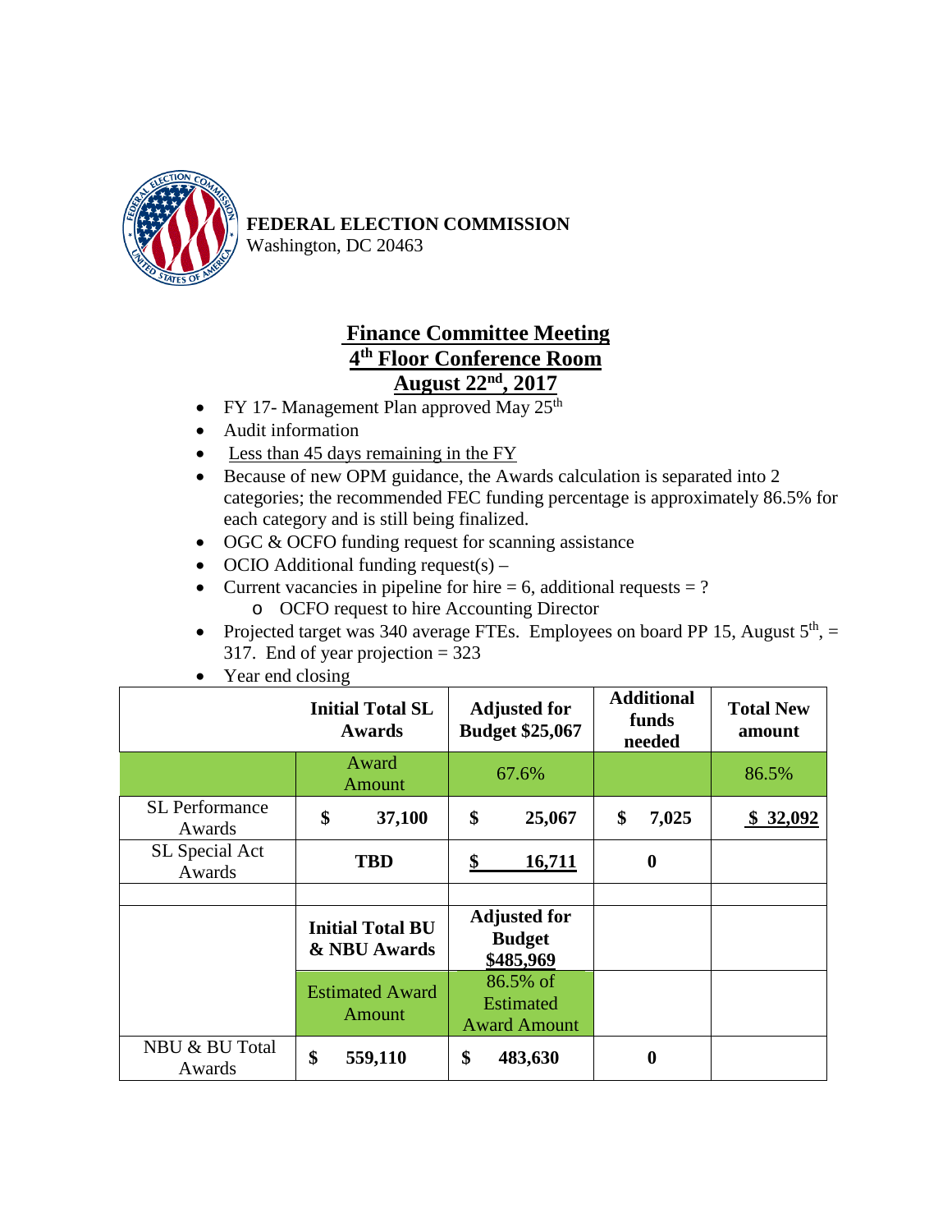**FEDERAL ELECTION COMMISSION**
Washington, DC 20463

## Finance Committee Meeting
## 4th Floor Conference Room
## August 22nd, 2017

- FY 17- Management Plan approved May 25th
- Audit information
- Less than 45 days remaining in the FY
- Because of new OPM guidance, the Awards calculation is separated into 2 categories; the recommended FEC funding percentage is approximately 86.5% for each category and is still being finalized.
- OGC & OCFO funding request for scanning assistance
- OCIO Additional funding request(s) –
- Current vacancies in pipeline for hire = 6, additional requests = ?
  - OCFO request to hire Accounting Director
- Projected target was 340 average FTEs. Employees on board PP 15, August 5th, = 317. End of year projection = 323
- Year end closing

| | **Initial Total SL Awards** | **Adjusted for Budget $25,067** | **Additional funds needed** | **Total New amount** |
|---|---|---|---|---|
| | Award Amount | 67.6% | | 86.5% |
| SL Performance Awards | **$ 37,100** | **$ 25,067** | **$ 7,025** | **$ 32,092** |
| SL Special Act Awards | **TBD** | **$ 16,711** | **0** | |
| | | | | |
| | **Initial Total BU & NBU Awards** | **Adjusted for Budget $485,969** | | |
| | Estimated Award Amount | 86.5% of Estimated Award Amount | | |
| NBU & BU Total Awards | **$ 559,110** | **$ 483,630** | **0** | |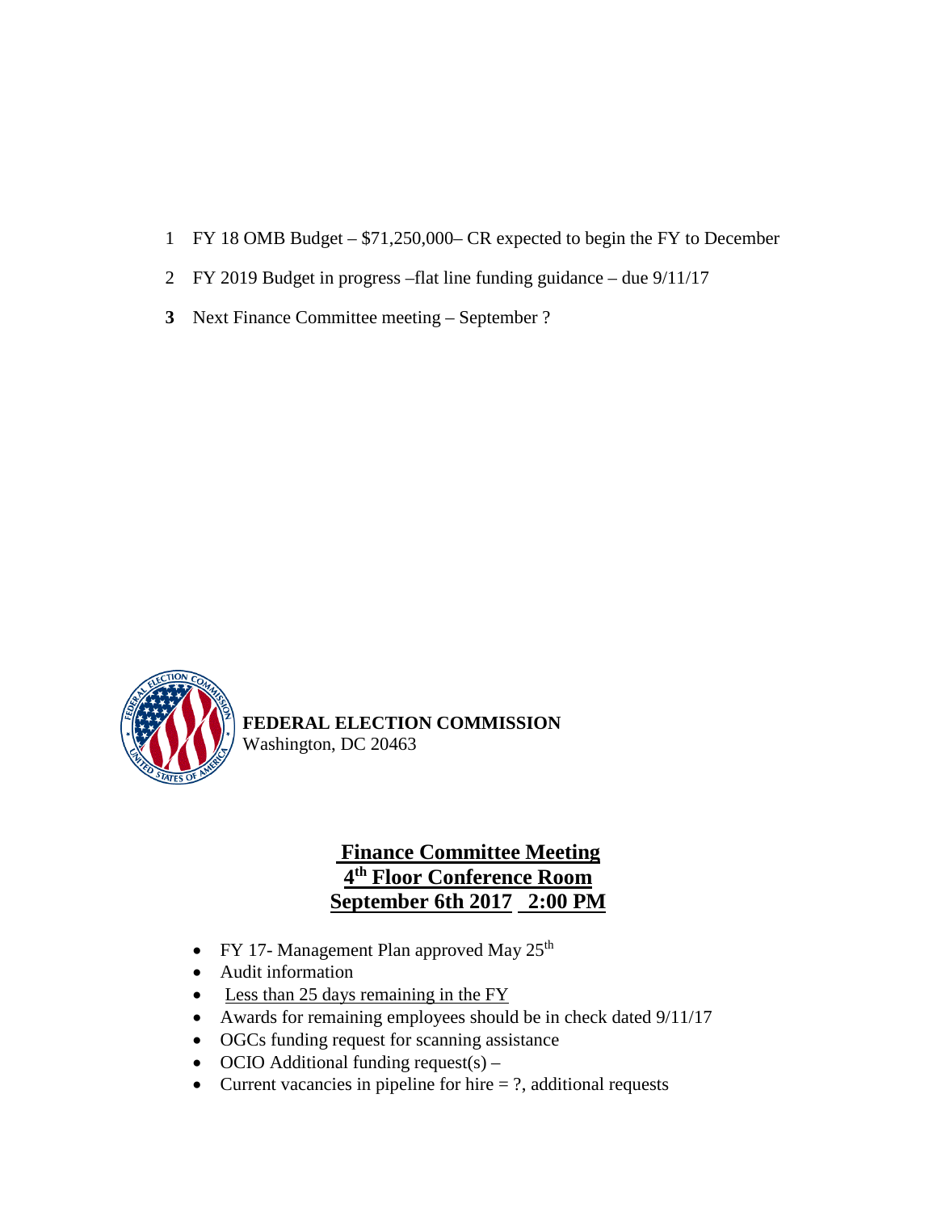1 FY 18 OMB Budget – $71,250,000– CR expected to begin the FY to December

2 FY 2019 Budget in progress –flat line funding guidance – due 9/11/17

**3** Next Finance Committee meeting – September ?

**FEDERAL ELECTION COMMISSION**
Washington, DC 20463

## Finance Committee Meeting
## 4th Floor Conference Room
## September 6th 2017 2:00 PM

- FY 17- Management Plan approved May 25th
- Audit information
- Less than 25 days remaining in the FY
- Awards for remaining employees should be in check dated 9/11/17
- OGCs funding request for scanning assistance
- OCIO Additional funding request(s) –
- Current vacancies in pipeline for hire = ?, additional requests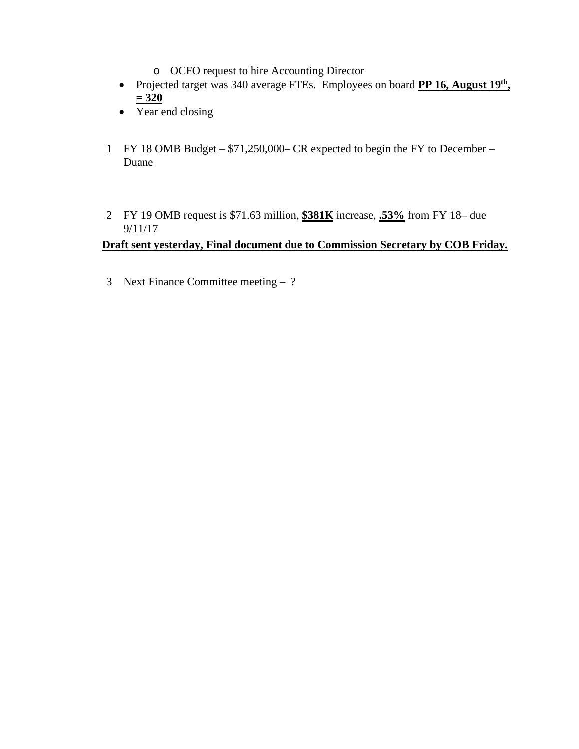- OCFO request to hire Accounting Director
- Projected target was 340 average FTEs. Employees on board **PP 16, August 19th, = 320**
- Year end closing

1. FY 18 OMB Budget – $71,250,000– CR expected to begin the FY to December – Duane

2. FY 19 OMB request is $71.63 million, **$381K** increase, **.53%** from FY 18– due 9/11/17

**Draft sent yesterday, Final document due to Commission Secretary by COB Friday.**

3. Next Finance Committee meeting – ?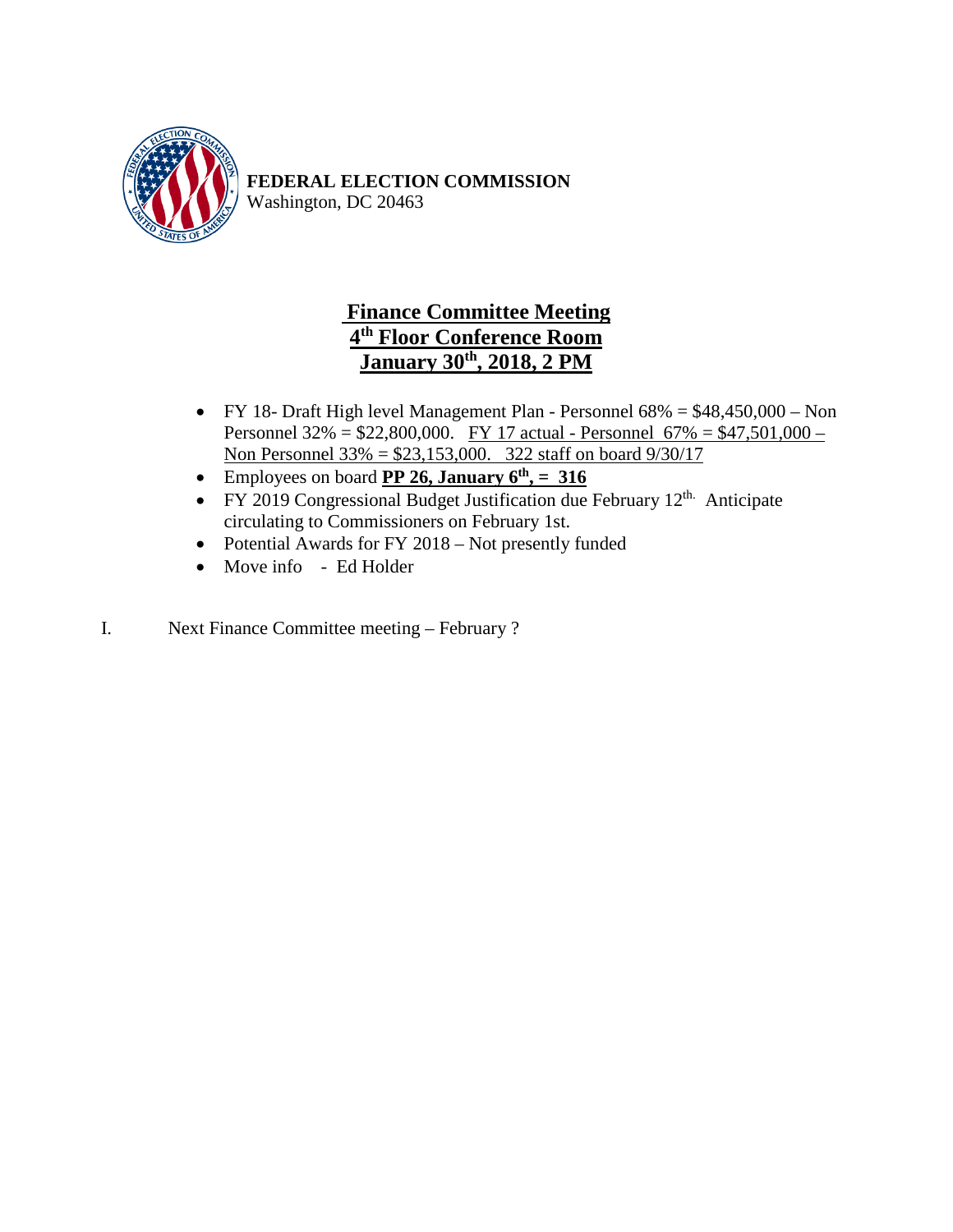**FEDERAL ELECTION COMMISSION**
Washington, DC 20463

# Finance Committee Meeting
## 4th Floor Conference Room
## January 30th, 2018, 2 PM

- FY 18- Draft High level Management Plan - Personnel 68% = $48,450,000 – Non Personnel 32% = $22,800,000. FY 17 actual - Personnel 67% = $47,501,000 – Non Personnel 33% = $23,153,000. 322 staff on board 9/30/17
- Employees on board **PP 26, January 6th, = 316**
- FY 2019 Congressional Budget Justification due February 12th. Anticipate circulating to Commissioners on February 1st.
- Potential Awards for FY 2018 – Not presently funded
- Move info - Ed Holder

I. Next Finance Committee meeting – February ?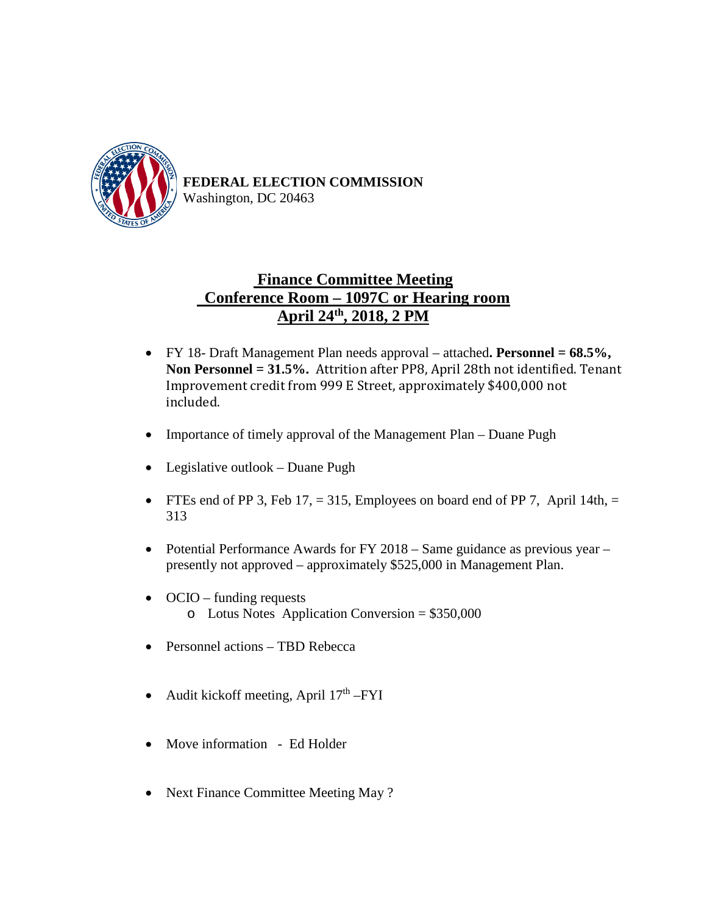**FEDERAL ELECTION COMMISSION**
Washington, DC 20463

## Finance Committee Meeting
## Conference Room – 1097C or Hearing room
## April 24th, 2018, 2 PM

- FY 18- Draft Management Plan needs approval – attached**. Personnel = 68.5%, Non Personnel = 31.5%.** Attrition after PP8, April 28th not identified. Tenant Improvement credit from 999 E Street, approximately $400,000 not included.

- Importance of timely approval of the Management Plan – Duane Pugh

- Legislative outlook – Duane Pugh

- FTEs end of PP 3, Feb 17, = 315, Employees on board end of PP 7, April 14th, = 313

- Potential Performance Awards for FY 2018 – Same guidance as previous year – presently not approved – approximately $525,000 in Management Plan.

- OCIO – funding requests
  - Lotus Notes Application Conversion = $350,000

- Personnel actions – TBD Rebecca

- Audit kickoff meeting, April 17th –FYI

- Move information - Ed Holder

- Next Finance Committee Meeting May ?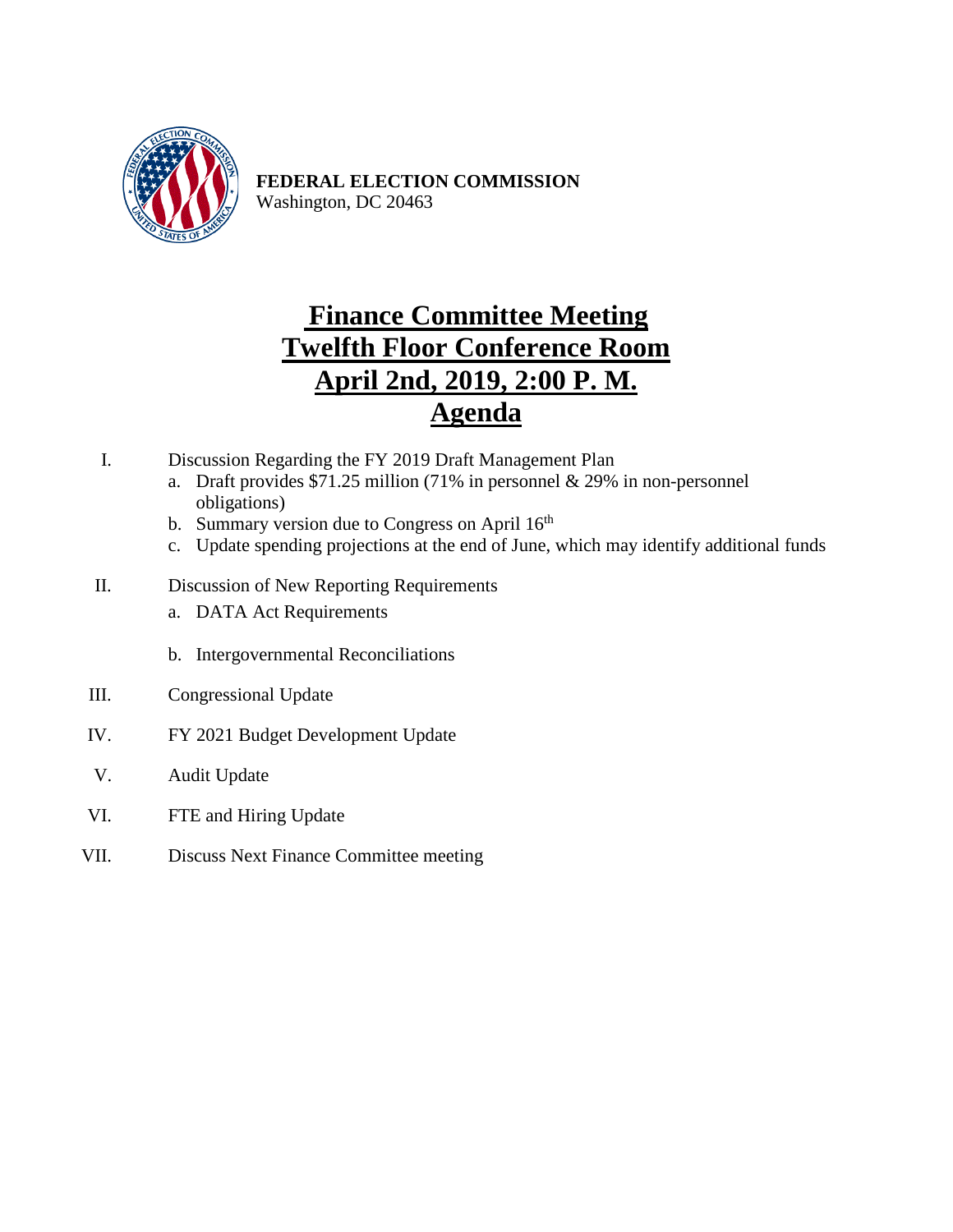**FEDERAL ELECTION COMMISSION**
Washington, DC 20463

# Finance Committee Meeting
# Twelfth Floor Conference Room
# April 2nd, 2019, 2:00 P. M.
# Agenda

I. Discussion Regarding the FY 2019 Draft Management Plan
   a. Draft provides $71.25 million (71% in personnel & 29% in non-personnel obligations)
   b. Summary version due to Congress on April 16th
   c. Update spending projections at the end of June, which may identify additional funds

II. Discussion of New Reporting Requirements
   a. DATA Act Requirements
   b. Intergovernmental Reconciliations

III. Congressional Update

IV. FY 2021 Budget Development Update

V. Audit Update

VI. FTE and Hiring Update

VII. Discuss Next Finance Committee meeting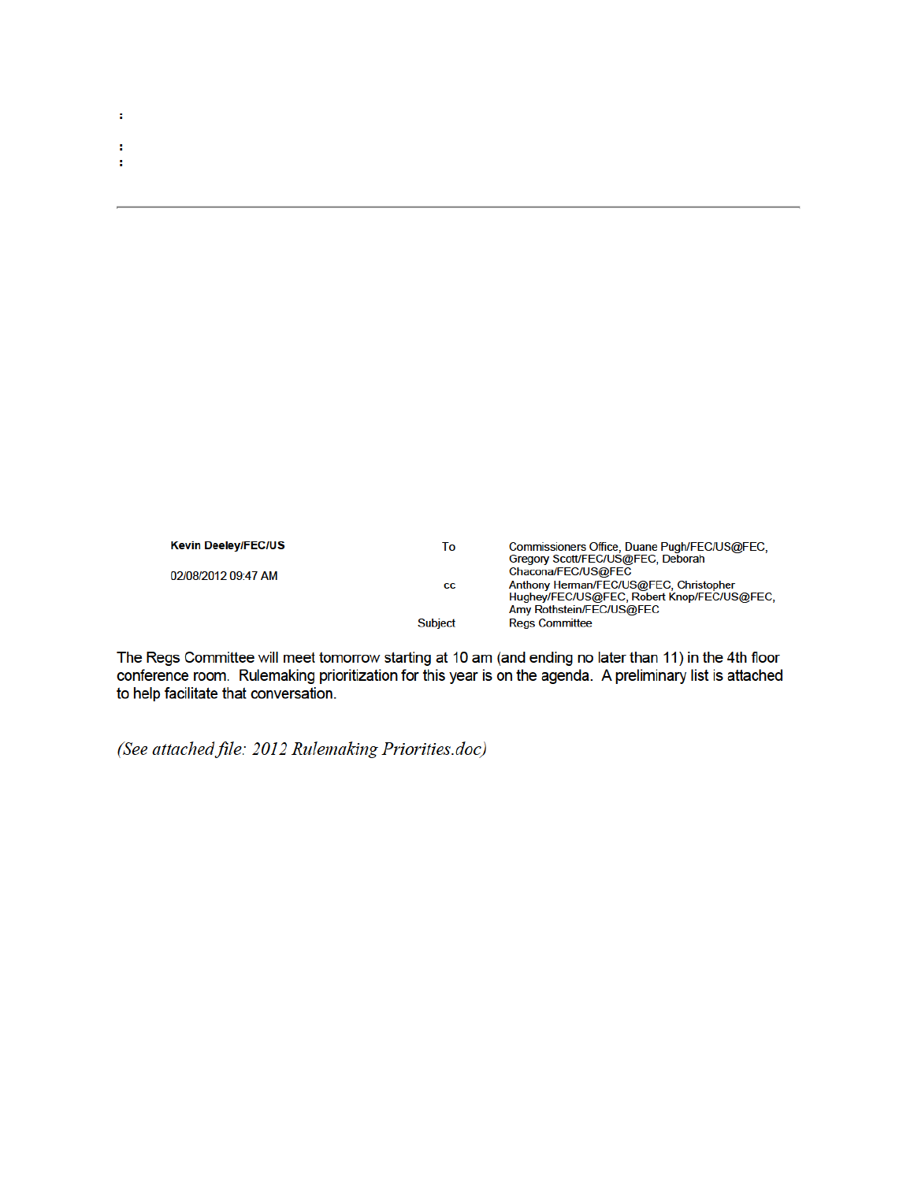:

:
:

---

| **Kevin Deeley/FEC/US** | To | Commissioners Office, Duane Pugh/FEC/US@FEC, Gregory Scott/FEC/US@FEC, Deborah Chacona/FEC/US@FEC |
|---|---|---|
| 02/08/2012 09:47 AM | cc | Anthony Herman/FEC/US@FEC, Christopher Hughey/FEC/US@FEC, Robert Knop/FEC/US@FEC, Amy Rothstein/FEC/US@FEC |
| | Subject | Regs Committee |

The Regs Committee will meet tomorrow starting at 10 am (and ending no later than 11) in the 4th floor conference room. Rulemaking prioritization for this year is on the agenda. A preliminary list is attached to help facilitate that conversation.

*(See attached file: 2012 Rulemaking Priorities.doc)*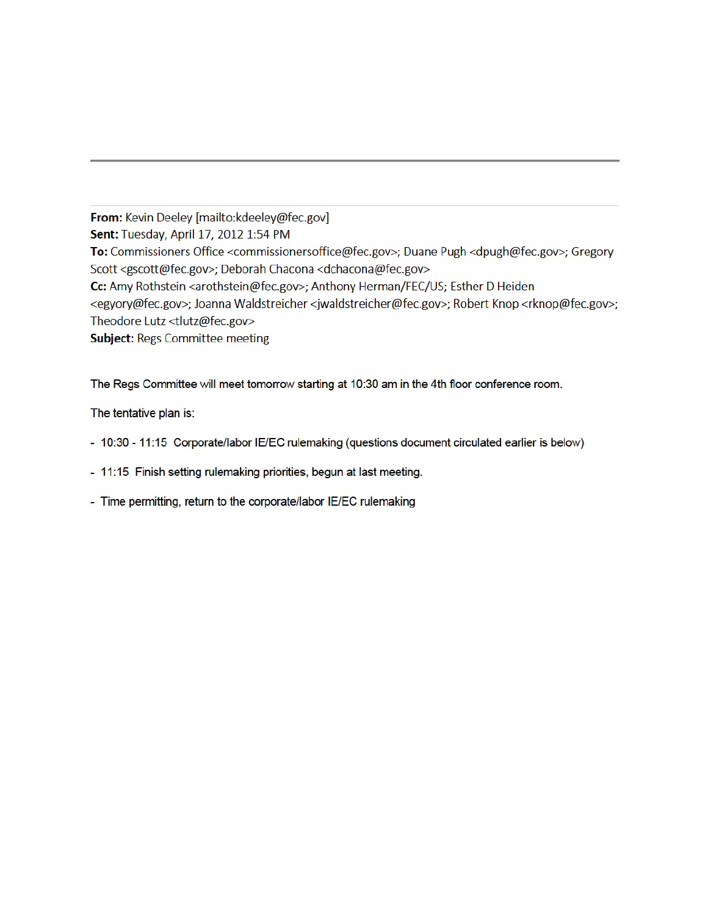---

**From:** Kevin Deeley [mailto:kdeeley@fec.gov]
**Sent:** Tuesday, April 17, 2012 1:54 PM
**To:** Commissioners Office <commissionersoffice@fec.gov>; Duane Pugh <dpugh@fec.gov>; Gregory Scott <gscott@fec.gov>; Deborah Chacona <dchacona@fec.gov>
**Cc:** Amy Rothstein <arothstein@fec.gov>; Anthony Herman/FEC/US; Esther D Heiden <egyory@fec.gov>; Joanna Waldstreicher <jwaldstreicher@fec.gov>; Robert Knop <rknop@fec.gov>; Theodore Lutz <tlutz@fec.gov>
**Subject**: Regs Committee meeting

The Regs Committee will meet tomorrow starting at 10:30 am in the 4th floor conference room.

The tentative plan is:

- 10:30 - 11:15 Corporate/labor IE/EC rulemaking (questions document circulated earlier is below)

- 11:15 Finish setting rulemaking priorities, begun at last meeting.

- Time permitting, return to the corporate/labor IE/EC rulemaking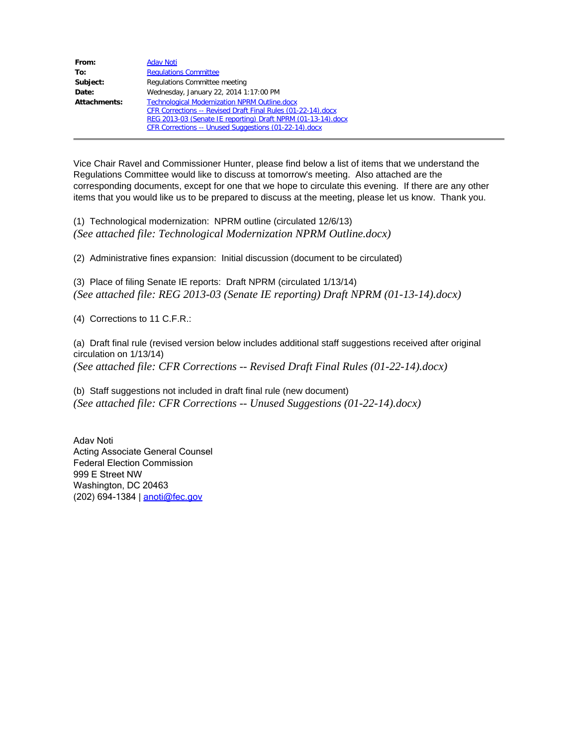| | |
|---|---|
| **From:** | Adav Noti |
| **To:** | Regulations Committee |
| **Subject:** | Regulations Committee meeting |
| **Date:** | Wednesday, January 22, 2014 1:17:00 PM |
| **Attachments:** | Technological Modernization NPRM Outline.docx<br>CFR Corrections -- Revised Draft Final Rules (01-22-14).docx<br>REG 2013-03 (Senate IE reporting) Draft NPRM (01-13-14).docx<br>CFR Corrections -- Unused Suggestions (01-22-14).docx |

---

Vice Chair Ravel and Commissioner Hunter, please find below a list of items that we understand the Regulations Committee would like to discuss at tomorrow's meeting. Also attached are the corresponding documents, except for one that we hope to circulate this evening. If there are any other items that you would like us to be prepared to discuss at the meeting, please let us know. Thank you.

(1) Technological modernization: NPRM outline (circulated 12/6/13)
*(See attached file: Technological Modernization NPRM Outline.docx)*

(2) Administrative fines expansion: Initial discussion (document to be circulated)

(3) Place of filing Senate IE reports: Draft NPRM (circulated 1/13/14)
*(See attached file: REG 2013-03 (Senate IE reporting) Draft NPRM (01-13-14).docx)*

(4) Corrections to 11 C.F.R.:

(a) Draft final rule (revised version below includes additional staff suggestions received after original circulation on 1/13/14)
*(See attached file: CFR Corrections -- Revised Draft Final Rules (01-22-14).docx)*

(b) Staff suggestions not included in draft final rule (new document)
*(See attached file: CFR Corrections -- Unused Suggestions (01-22-14).docx)*

Adav Noti
Acting Associate General Counsel
Federal Election Commission
999 E Street NW
Washington, DC 20463
(202) 694-1384 | anoti@fec.gov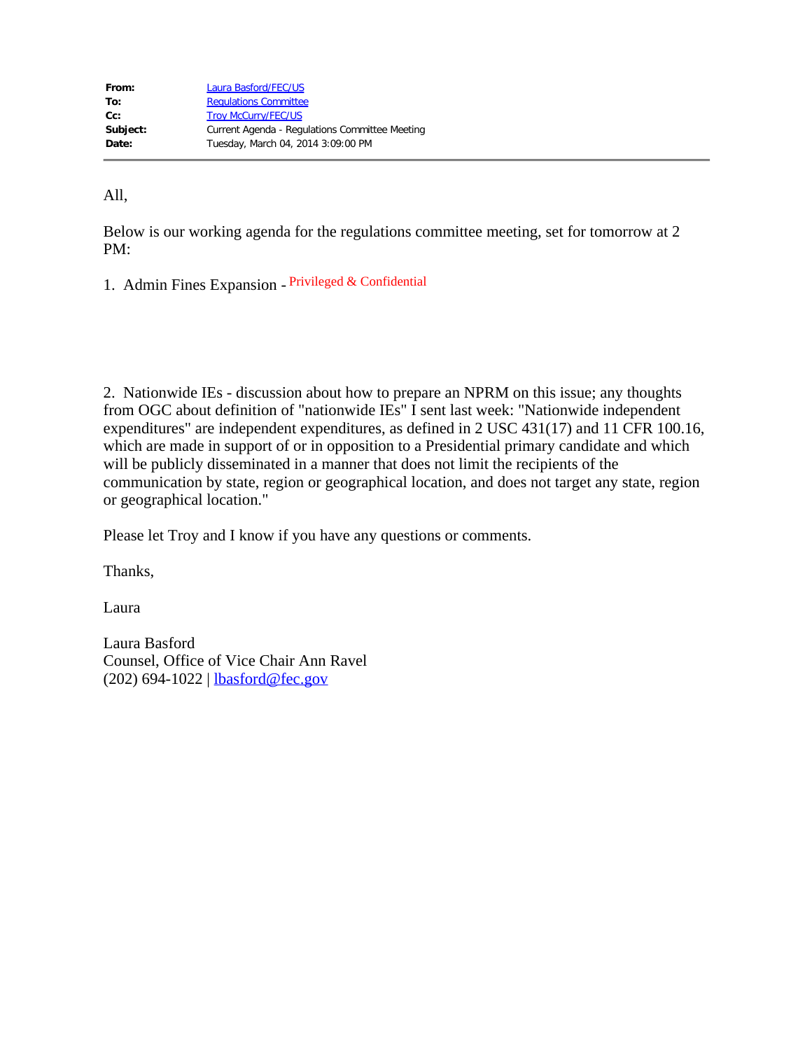| | |
|---|---|
| **From:** | Laura Basford/FEC/US |
| **To:** | Regulations Committee |
| **Cc:** | Troy McCurry/FEC/US |
| **Subject:** | Current Agenda - Regulations Committee Meeting |
| **Date:** | Tuesday, March 04, 2014 3:09:00 PM |

---

All,

Below is our working agenda for the regulations committee meeting, set for tomorrow at 2 PM:

1. Admin Fines Expansion - Privileged & Confidential

2. Nationwide IEs - discussion about how to prepare an NPRM on this issue; any thoughts from OGC about definition of "nationwide IEs" I sent last week: "Nationwide independent expenditures" are independent expenditures, as defined in 2 USC 431(17) and 11 CFR 100.16, which are made in support of or in opposition to a Presidential primary candidate and which will be publicly disseminated in a manner that does not limit the recipients of the communication by state, region or geographical location, and does not target any state, region or geographical location."

Please let Troy and I know if you have any questions or comments.

Thanks,

Laura

Laura Basford
Counsel, Office of Vice Chair Ann Ravel
(202) 694-1022 | lbasford@fec.gov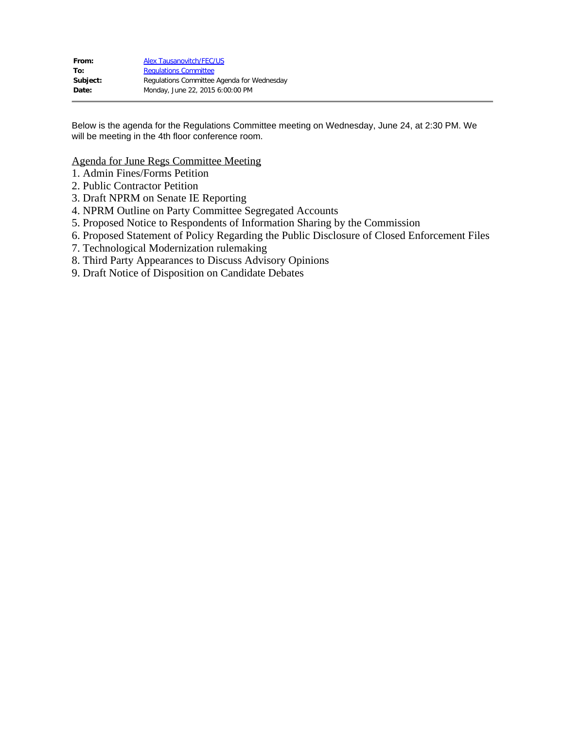| | |
|---|---|
| **From:** | Alex Tausanovitch/FEC/US |
| **To:** | Regulations Committee |
| **Subject:** | Regulations Committee Agenda for Wednesday |
| **Date:** | Monday, June 22, 2015 6:00:00 PM |

---

Below is the agenda for the Regulations Committee meeting on Wednesday, June 24, at 2:30 PM. We will be meeting in the 4th floor conference room.

Agenda for June Regs Committee Meeting

1. Admin Fines/Forms Petition
2. Public Contractor Petition
3. Draft NPRM on Senate IE Reporting
4. NPRM Outline on Party Committee Segregated Accounts
5. Proposed Notice to Respondents of Information Sharing by the Commission
6. Proposed Statement of Policy Regarding the Public Disclosure of Closed Enforcement Files
7. Technological Modernization rulemaking
8. Third Party Appearances to Discuss Advisory Opinions
9. Draft Notice of Disposition on Candidate Debates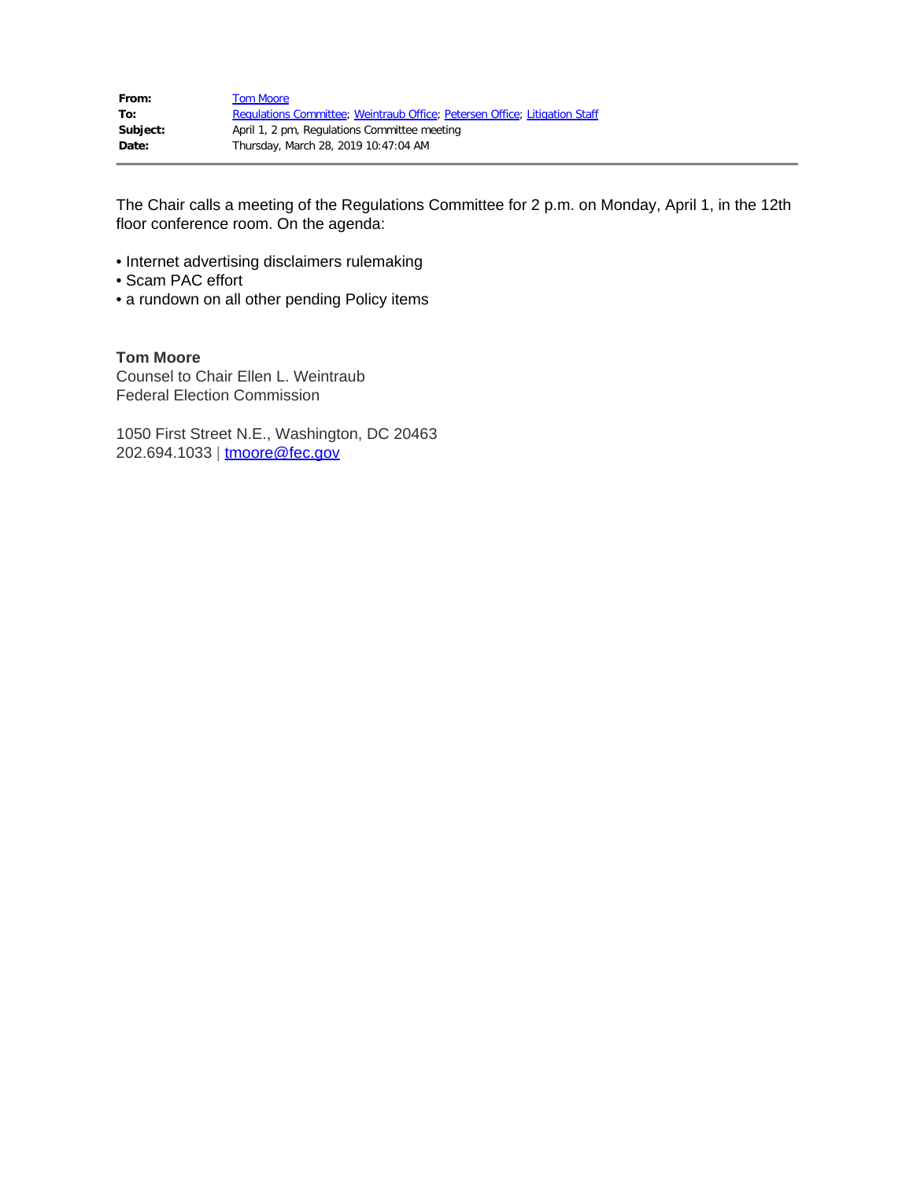**From:** Tom Moore
**To:** Regulations Committee; Weintraub Office; Petersen Office; Litigation Staff
**Subject:** April 1, 2 pm, Regulations Committee meeting
**Date:** Thursday, March 28, 2019 10:47:04 AM

---

The Chair calls a meeting of the Regulations Committee for 2 p.m. on Monday, April 1, in the 12th floor conference room. On the agenda:

• Internet advertising disclaimers rulemaking
• Scam PAC effort
• a rundown on all other pending Policy items

**Tom Moore**
Counsel to Chair Ellen L. Weintraub
Federal Election Commission

1050 First Street N.E., Washington, DC 20463
202.694.1033 | tmoore@fec.gov